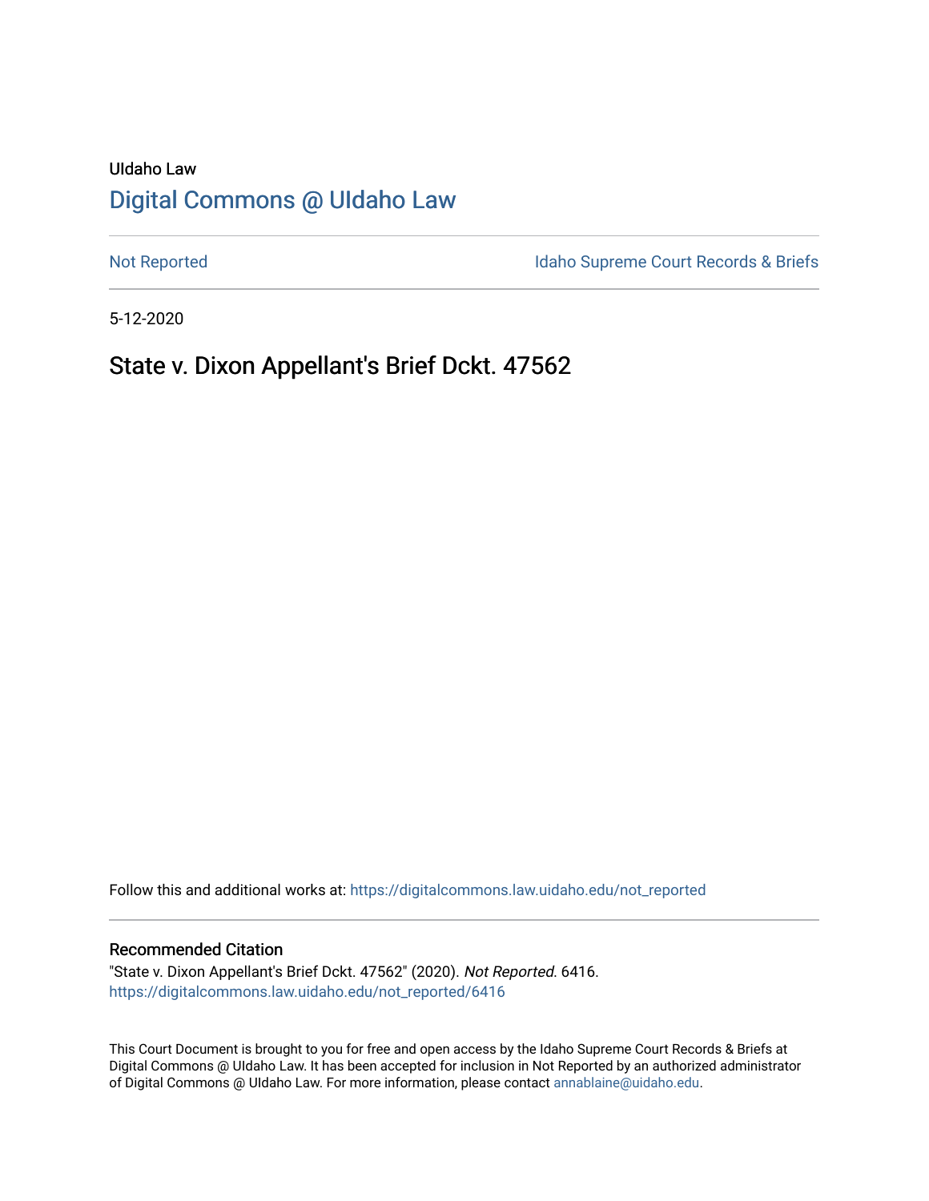UIdaho Law

# Digital Commons @ UIdaho Law

Not Reported

Idaho Supreme Court Records & Briefs

5-12-2020

## State v. Dixon Appellant's Brief Dckt. 47562

Follow this and additional works at: https://digitalcommons.law.uidaho.edu/not_reported

### Recommended Citation

"State v. Dixon Appellant's Brief Dckt. 47562" (2020). *Not Reported*. 6416.
https://digitalcommons.law.uidaho.edu/not_reported/6416

This Court Document is brought to you for free and open access by the Idaho Supreme Court Records & Briefs at Digital Commons @ UIdaho Law. It has been accepted for inclusion in Not Reported by an authorized administrator of Digital Commons @ UIdaho Law. For more information, please contact annablaine@uidaho.edu.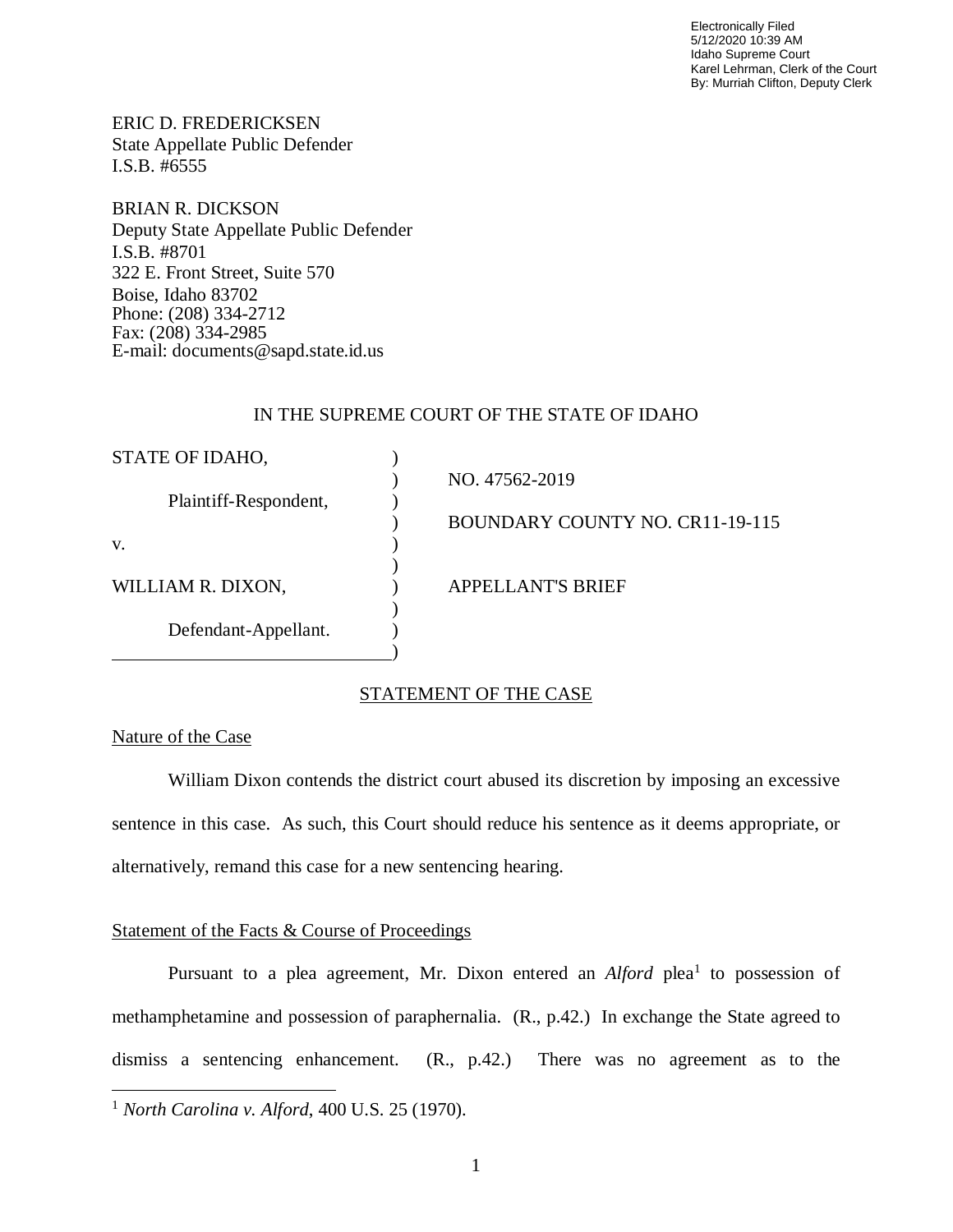Electronically Filed
5/12/2020 10:39 AM
Idaho Supreme Court
Karel Lehrman, Clerk of the Court
By: Murriah Clifton, Deputy Clerk

ERIC D. FREDERICKSEN
State Appellate Public Defender
I.S.B. #6555

BRIAN R. DICKSON
Deputy State Appellate Public Defender
I.S.B. #8701
322 E. Front Street, Suite 570
Boise, Idaho 83702
Phone: (208) 334-2712
Fax: (208) 334-2985
E-mail: documents@sapd.state.id.us

IN THE SUPREME COURT OF THE STATE OF IDAHO

| | | |
|---|---|---|
| STATE OF IDAHO, | ) | |
| | ) | NO. 47562-2019 |
| Plaintiff-Respondent, | ) | |
| | ) | BOUNDARY COUNTY NO. CR11-19-115 |
| v. | ) | |
| | ) | |
| WILLIAM R. DIXON, | ) | APPELLANT'S BRIEF |
| | ) | |
| Defendant-Appellant. | ) | |
| | ) | |

## STATEMENT OF THE CASE

### Nature of the Case

William Dixon contends the district court abused its discretion by imposing an excessive sentence in this case. As such, this Court should reduce his sentence as it deems appropriate, or alternatively, remand this case for a new sentencing hearing.

### Statement of the Facts & Course of Proceedings

Pursuant to a plea agreement, Mr. Dixon entered an *Alford* plea[1] to possession of methamphetamine and possession of paraphernalia. (R., p.42.) In exchange the State agreed to dismiss a sentencing enhancement. (R., p.42.) There was no agreement as to the

[1] *North Carolina v. Alford*, 400 U.S. 25 (1970).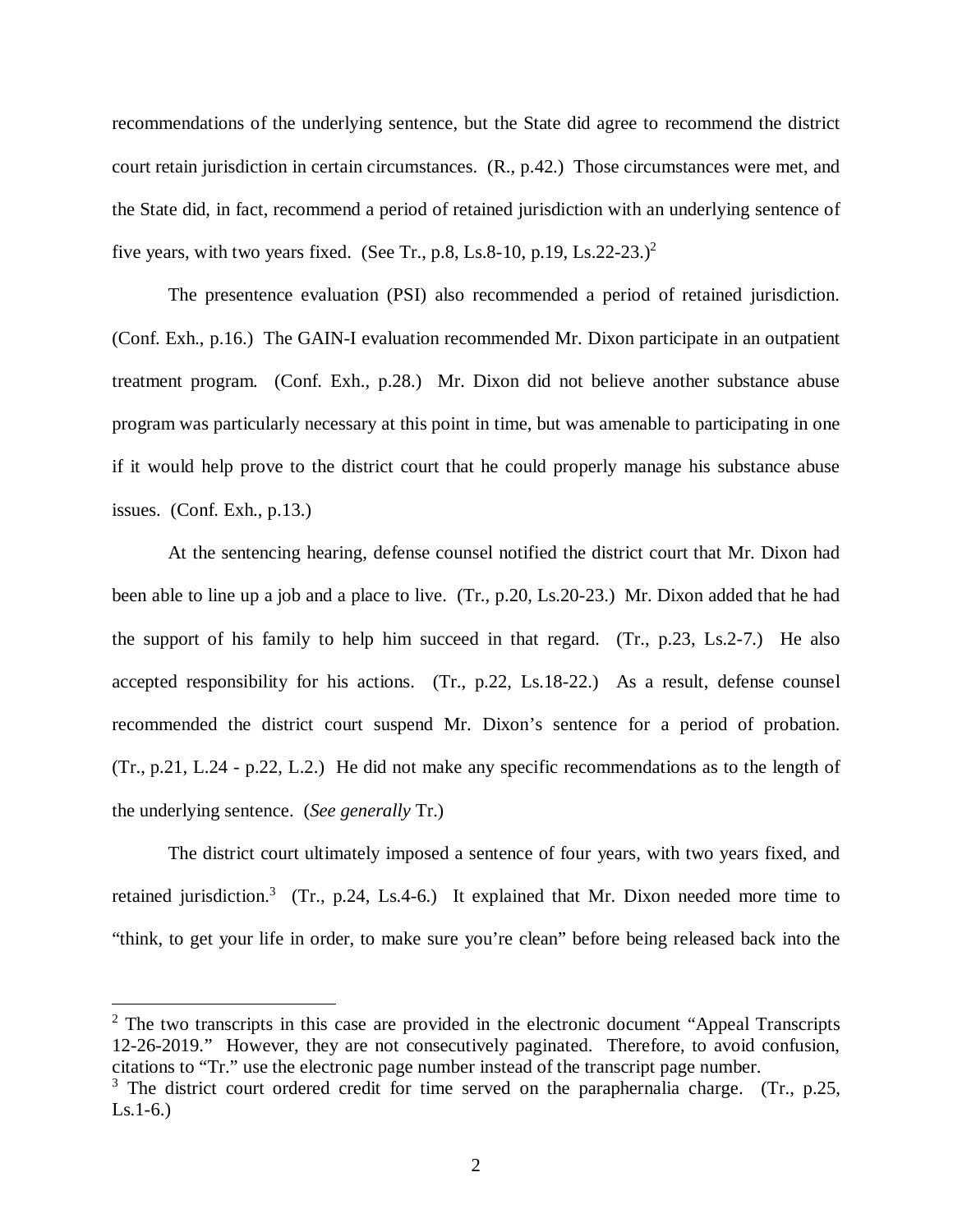recommendations of the underlying sentence, but the State did agree to recommend the district court retain jurisdiction in certain circumstances. (R., p.42.) Those circumstances were met, and the State did, in fact, recommend a period of retained jurisdiction with an underlying sentence of five years, with two years fixed. (See Tr., p.8, Ls.8-10, p.19, Ls.22-23.)[2]

The presentence evaluation (PSI) also recommended a period of retained jurisdiction. (Conf. Exh., p.16.) The GAIN-I evaluation recommended Mr. Dixon participate in an outpatient treatment program. (Conf. Exh., p.28.) Mr. Dixon did not believe another substance abuse program was particularly necessary at this point in time, but was amenable to participating in one if it would help prove to the district court that he could properly manage his substance abuse issues. (Conf. Exh., p.13.)

At the sentencing hearing, defense counsel notified the district court that Mr. Dixon had been able to line up a job and a place to live. (Tr., p.20, Ls.20-23.) Mr. Dixon added that he had the support of his family to help him succeed in that regard. (Tr., p.23, Ls.2-7.) He also accepted responsibility for his actions. (Tr., p.22, Ls.18-22.) As a result, defense counsel recommended the district court suspend Mr. Dixon's sentence for a period of probation. (Tr., p.21, L.24 - p.22, L.2.) He did not make any specific recommendations as to the length of the underlying sentence. (*See generally* Tr.)

The district court ultimately imposed a sentence of four years, with two years fixed, and retained jurisdiction.[3] (Tr., p.24, Ls.4-6.) It explained that Mr. Dixon needed more time to "think, to get your life in order, to make sure you're clean" before being released back into the

---

[2] The two transcripts in this case are provided in the electronic document "Appeal Transcripts 12-26-2019." However, they are not consecutively paginated. Therefore, to avoid confusion, citations to "Tr." use the electronic page number instead of the transcript page number.

[3] The district court ordered credit for time served on the paraphernalia charge. (Tr., p.25, Ls.1-6.)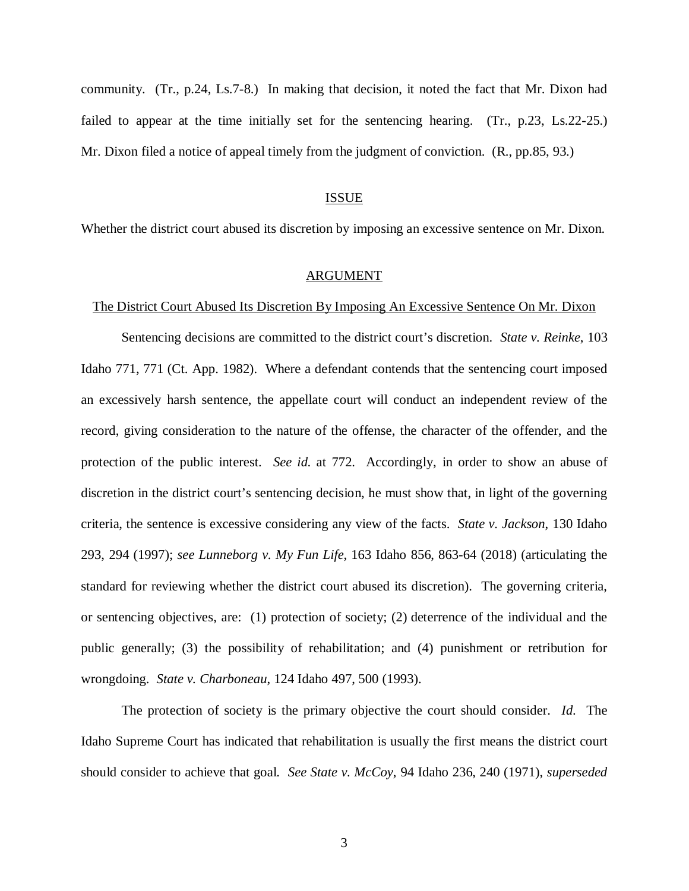community. (Tr., p.24, Ls.7-8.) In making that decision, it noted the fact that Mr. Dixon had failed to appear at the time initially set for the sentencing hearing. (Tr., p.23, Ls.22-25.) Mr. Dixon filed a notice of appeal timely from the judgment of conviction. (R., pp.85, 93.)

## ISSUE

Whether the district court abused its discretion by imposing an excessive sentence on Mr. Dixon.

## ARGUMENT

### The District Court Abused Its Discretion By Imposing An Excessive Sentence On Mr. Dixon

Sentencing decisions are committed to the district court's discretion. *State v. Reinke*, 103 Idaho 771, 771 (Ct. App. 1982). Where a defendant contends that the sentencing court imposed an excessively harsh sentence, the appellate court will conduct an independent review of the record, giving consideration to the nature of the offense, the character of the offender, and the protection of the public interest. *See id.* at 772. Accordingly, in order to show an abuse of discretion in the district court's sentencing decision, he must show that, in light of the governing criteria, the sentence is excessive considering any view of the facts. *State v. Jackson*, 130 Idaho 293, 294 (1997); *see Lunneborg v. My Fun Life*, 163 Idaho 856, 863-64 (2018) (articulating the standard for reviewing whether the district court abused its discretion). The governing criteria, or sentencing objectives, are: (1) protection of society; (2) deterrence of the individual and the public generally; (3) the possibility of rehabilitation; and (4) punishment or retribution for wrongdoing. *State v. Charboneau*, 124 Idaho 497, 500 (1993).

The protection of society is the primary objective the court should consider. *Id.* The Idaho Supreme Court has indicated that rehabilitation is usually the first means the district court should consider to achieve that goal. *See State v. McCoy*, 94 Idaho 236, 240 (1971), *superseded*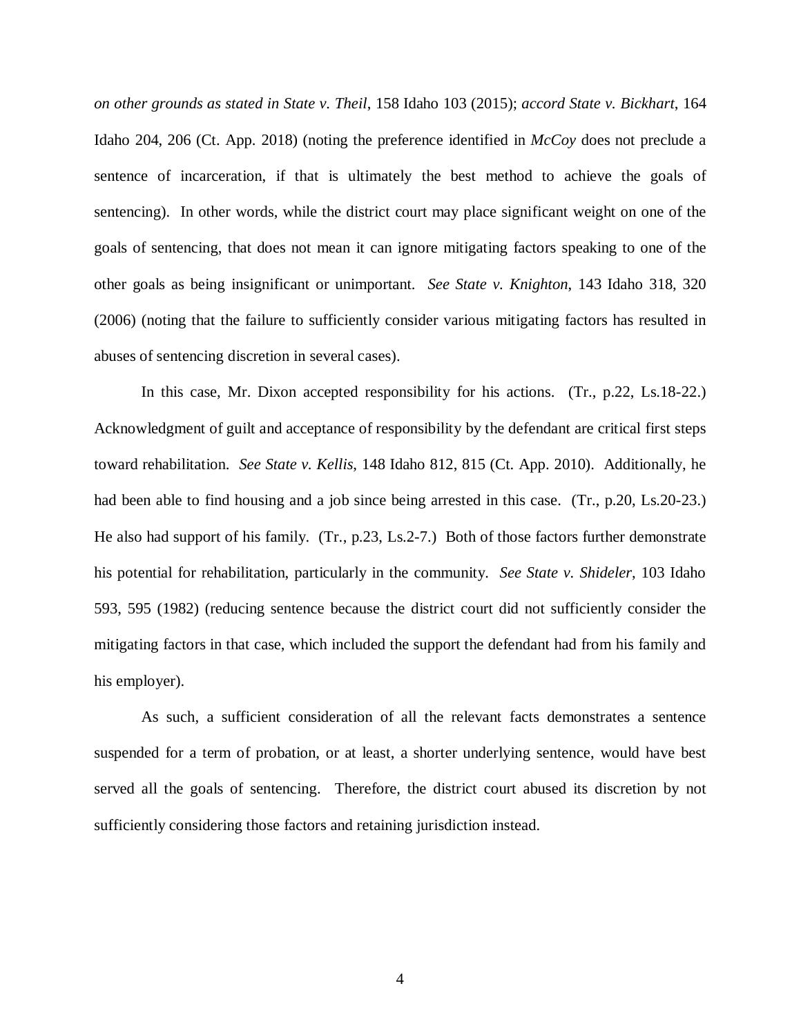*on other grounds as stated in State v. Theil*, 158 Idaho 103 (2015); *accord State v. Bickhart*, 164 Idaho 204, 206 (Ct. App. 2018) (noting the preference identified in *McCoy* does not preclude a sentence of incarceration, if that is ultimately the best method to achieve the goals of sentencing). In other words, while the district court may place significant weight on one of the goals of sentencing, that does not mean it can ignore mitigating factors speaking to one of the other goals as being insignificant or unimportant. *See State v. Knighton*, 143 Idaho 318, 320 (2006) (noting that the failure to sufficiently consider various mitigating factors has resulted in abuses of sentencing discretion in several cases).

In this case, Mr. Dixon accepted responsibility for his actions. (Tr., p.22, Ls.18-22.) Acknowledgment of guilt and acceptance of responsibility by the defendant are critical first steps toward rehabilitation. *See State v. Kellis*, 148 Idaho 812, 815 (Ct. App. 2010). Additionally, he had been able to find housing and a job since being arrested in this case. (Tr., p.20, Ls.20-23.) He also had support of his family. (Tr., p.23, Ls.2-7.) Both of those factors further demonstrate his potential for rehabilitation, particularly in the community. *See State v. Shideler*, 103 Idaho 593, 595 (1982) (reducing sentence because the district court did not sufficiently consider the mitigating factors in that case, which included the support the defendant had from his family and his employer).

As such, a sufficient consideration of all the relevant facts demonstrates a sentence suspended for a term of probation, or at least, a shorter underlying sentence, would have best served all the goals of sentencing. Therefore, the district court abused its discretion by not sufficiently considering those factors and retaining jurisdiction instead.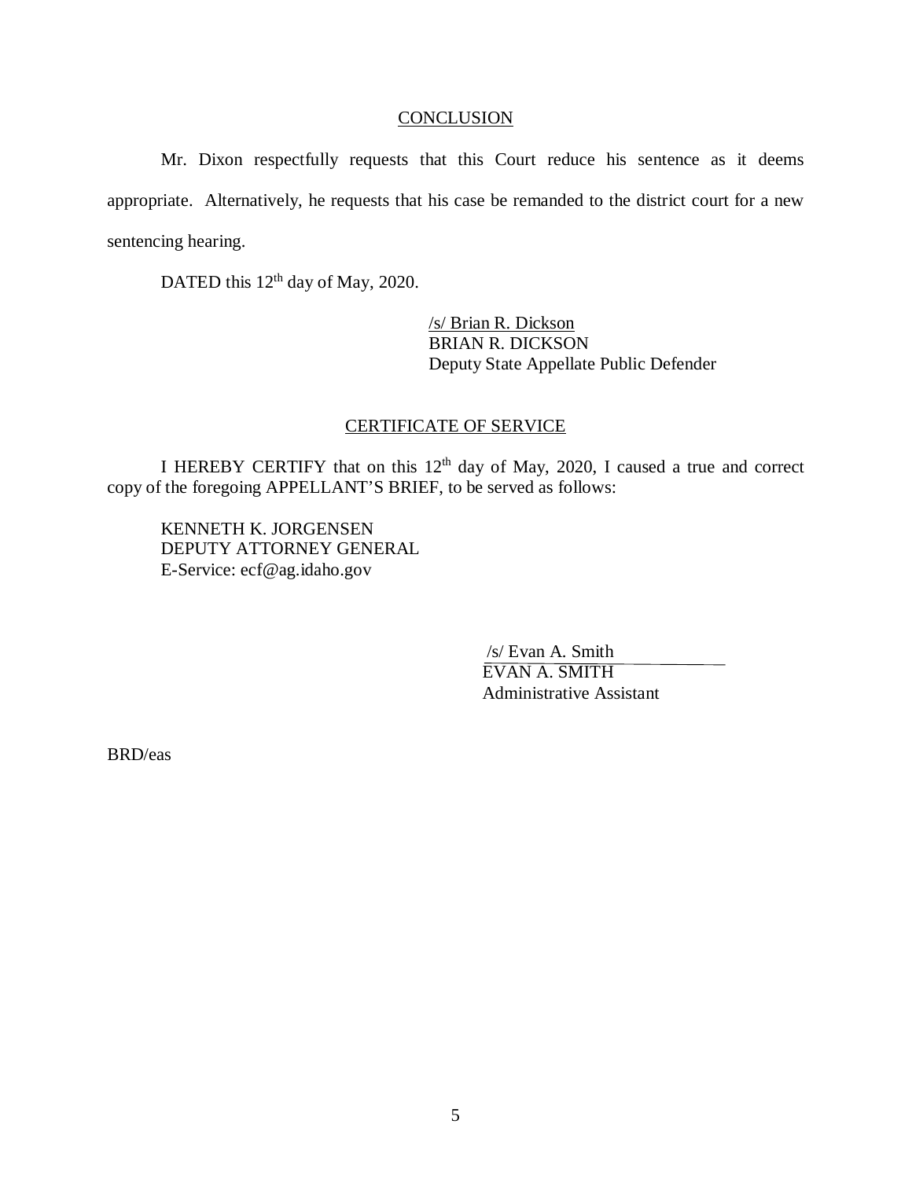## CONCLUSION

Mr. Dixon respectfully requests that this Court reduce his sentence as it deems appropriate. Alternatively, he requests that his case be remanded to the district court for a new sentencing hearing.

DATED this 12th day of May, 2020.

/s/ Brian R. Dickson
BRIAN R. DICKSON
Deputy State Appellate Public Defender

## CERTIFICATE OF SERVICE

I HEREBY CERTIFY that on this 12th day of May, 2020, I caused a true and correct copy of the foregoing APPELLANT'S BRIEF, to be served as follows:

KENNETH K. JORGENSEN
DEPUTY ATTORNEY GENERAL
E-Service: ecf@ag.idaho.gov

/s/ Evan A. Smith
EVAN A. SMITH
Administrative Assistant

BRD/eas